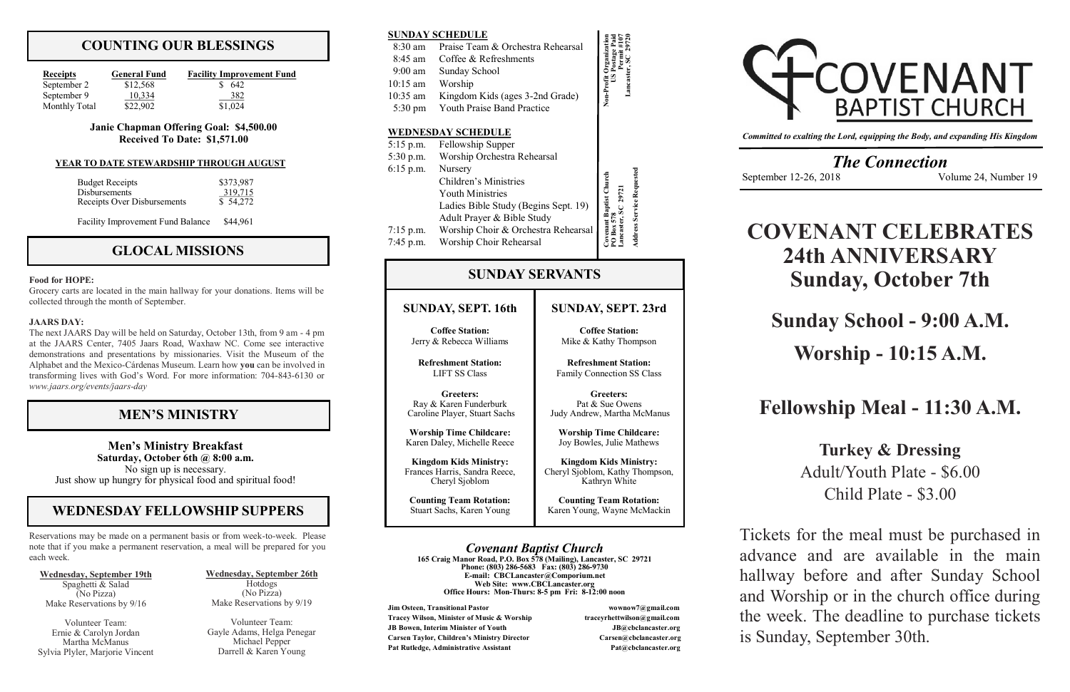## COUNTING OUR BLESSINGS

| Receipts | General Fund | Facility Improvement Fund |
|---|---|---|
| September 2 | $12,568 | $ 642 |
| September 9 | 10,334 | 382 |
| Monthly Total | $22,902 | $1,024 |

**Janie Chapman Offering Goal: $4,500.00**
**Received To Date: $1,571.00**

**YEAR TO DATE STEWARDSHIP THROUGH AUGUST**

| | |
|---|---|
| Budget Receipts | $373,987 |
| Disbursements | 319,715 |
| Receipts Over Disbursements | $ 54,272 |
| Facility Improvement Fund Balance | $44,961 |

## GLOCAL MISSIONS

**Food for HOPE:**

Grocery carts are located in the main hallway for your donations. Items will be collected through the month of September.

**JAARS DAY:**

The next JAARS Day will be held on Saturday, October 13th, from 9 am - 4 pm at the JAARS Center, 7405 Jaars Road, Waxhaw NC. Come see interactive demonstrations and presentations by missionaries. Visit the Museum of the Alphabet and the Mexico-Cárdenas Museum. Learn how **you** can be involved in transforming lives with God's Word. For more information: 704-843-6130 or *www.jaars.org/events/jaars-day*

## MEN'S MINISTRY

**Men's Ministry Breakfast**
**Saturday, October 6th @ 8:00 a.m.**
No sign up is necessary.
Just show up hungry for physical food and spiritual food!

## WEDNESDAY FELLOWSHIP SUPPERS

Reservations may be made on a permanent basis or from week-to-week. Please note that if you make a permanent reservation, a meal will be prepared for you each week.

**Wednesday, September 19th**
Spaghetti & Salad
(No Pizza)
Make Reservations by 9/16

Volunteer Team:
Ernie & Carolyn Jordan
Martha McManus
Sylvia Plyler, Marjorie Vincent

**Wednesday, September 26th**
Hotdogs
(No Pizza)
Make Reservations by 9/19

Volunteer Team:
Gayle Adams, Helga Penegar
Michael Pepper
Darrell & Karen Young

**SUNDAY SCHEDULE**

| | |
|---|---|
| 8:30 am | Praise Team & Orchestra Rehearsal |
| 8:45 am | Coffee & Refreshments |
| 9:00 am | Sunday School |
| 10:15 am | Worship |
| 10:35 am | Kingdom Kids (ages 3-2nd Grade) |
| 5:30 pm | Youth Praise Band Practice |

**WEDNESDAY SCHEDULE**

| | |
|---|---|
| 5:15 p.m. | Fellowship Supper |
| 5:30 p.m. | Worship Orchestra Rehearsal |
| 6:15 p.m. | Nursery |
| | Children's Ministries |
| | Youth Ministries |
| | Ladies Bible Study (Begins Sept. 19) |
| | Adult Prayer & Bible Study |
| 7:15 p.m. | Worship Choir & Orchestra Rehearsal |
| 7:45 p.m. | Worship Choir Rehearsal |

Non-Profit Organization
US Postage Paid
Permit #107
Lancaster, SC 29720

Covenant Baptist Church
PO Box 578
Lancaster, SC 29721
Address Service Requested

## SUNDAY SERVANTS

| SUNDAY, SEPT. 16th | SUNDAY, SEPT. 23rd |
|---|---|
| **Coffee Station:** Jerry & Rebecca Williams | **Coffee Station:** Mike & Kathy Thompson |
| **Refreshment Station:** LIFT SS Class | **Refreshment Station:** Family Connection SS Class |
| **Greeters:** Ray & Karen Funderburk, Caroline Player, Stuart Sachs | **Greeters:** Pat & Sue Owens, Judy Andrew, Martha McManus |
| **Worship Time Childcare:** Karen Daley, Michelle Reece | **Worship Time Childcare:** Joy Bowles, Julie Mathews |
| **Kingdom Kids Ministry:** Frances Harris, Sandra Reece, Cheryl Sjoblom | **Kingdom Kids Ministry:** Cheryl Sjoblom, Kathy Thompson, Kathryn White |
| **Counting Team Rotation:** Stuart Sachs, Karen Young | **Counting Team Rotation:** Karen Young, Wayne McMackin |

### *Covenant Baptist Church*

**165 Craig Manor Road, P.O. Box 578 (Mailing), Lancaster, SC 29721**
**Phone: (803) 286-5683 Fax: (803) 286-9730**
**E-mail: CBCLancaster@Comporium.net**
**Web Site: www.CBCLancaster.org**
**Office Hours: Mon-Thurs: 8-5 pm Fri: 8-12:00 noon**

| | |
|---|---|
| **Jim Osteen, Transitional Pastor** | **wownow7@gmail.com** |
| **Tracey Wilson, Minister of Music & Worship** | **traceyrhettwilson@gmail.com** |
| **JB Bowen, Interim Minister of Youth** | **JB@cbclancaster.org** |
| **Carsen Taylor, Children's Ministry Director** | **Carsen@cbclancaster.org** |
| **Pat Rutledge, Administrative Assistant** | **Pat@cbclancaster.org** |

# COVENANT BAPTIST CHURCH

*Committed to exalting the Lord, equipping the Body, and expanding His Kingdom*

## *The Connection*

September 12-26, 2018 — Volume 24, Number 19

# COVENANT CELEBRATES 24th ANNIVERSARY Sunday, October 7th

## Sunday School - 9:00 A.M.

## Worship - 10:15 A.M.

## Fellowship Meal - 11:30 A.M.

**Turkey & Dressing**
Adult/Youth Plate - $6.00
Child Plate - $3.00

Tickets for the meal must be purchased in advance and are available in the main hallway before and after Sunday School and Worship or in the church office during the week. The deadline to purchase tickets is Sunday, September 30th.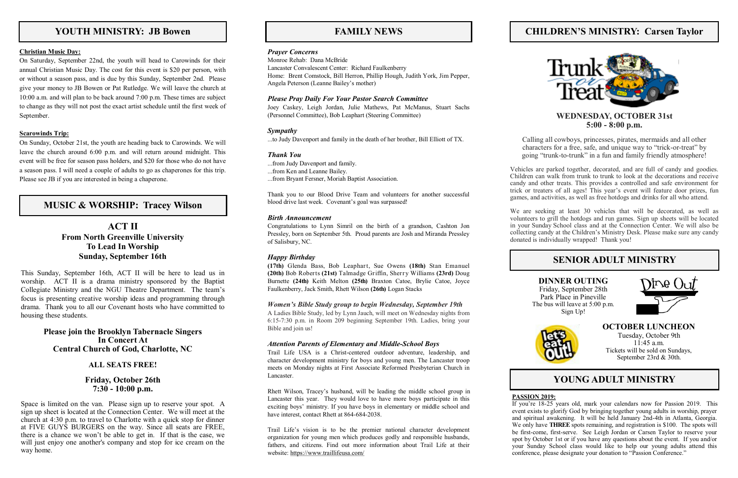## YOUTH MINISTRY: JB Bowen

**Christian Music Day:**

On Saturday, September 22nd, the youth will head to Carowinds for their annual Christian Music Day. The cost for this event is $20 per person, with or without a season pass, and is due by this Sunday, September 2nd. Please give your money to JB Bowen or Pat Rutledge. We will leave the church at 10:00 a.m. and will plan to be back around 7:00 p.m. These times are subject to change as they will not post the exact artist schedule until the first week of September.

**Scarowinds Trip:**

On Sunday, October 21st, the youth are heading back to Carowinds. We will leave the church around 6:00 p.m. and will return around midnight. This event will be free for season pass holders, and $20 for those who do not have a season pass. I will need a couple of adults to go as chaperones for this trip. Please see JB if you are interested in being a chaperone.

## MUSIC & WORSHIP: Tracey Wilson

### ACT II
**From North Greenville University**
**To Lead In Worship**
**Sunday, September 16th**

This Sunday, September 16th, ACT II will be here to lead us in worship. ACT II is a drama ministry sponsored by the Baptist Collegiate Ministry and the NGU Theatre Department. The team's focus is presenting creative worship ideas and programming through drama. Thank you to all our Covenant hosts who have committed to housing these students.

**Please join the Brooklyn Tabernacle Singers**
**In Concert At**
**Central Church of God, Charlotte, NC**

**ALL SEATS FREE!**

**Friday, October 26th**
**7:30 - 10:00 p.m.**

Space is limited on the van. Please sign up to reserve your spot. A sign up sheet is located at the Connection Center. We will meet at the church at 4:30 p.m. to travel to Charlotte with a quick stop for dinner at FIVE GUYS BURGERS on the way. Since all seats are FREE, there is a chance we won't be able to get in. If that is the case, we will just enjoy one another's company and stop for ice cream on the way home.

## FAMILY NEWS

*Prayer Concerns*

Monroe Rehab: Dana McBride
Lancaster Convalescent Center: Richard Faulkenberry
Home: Brent Comstock, Bill Herron, Phillip Hough, Judith York, Jim Pepper, Angela Peterson (Leanne Bailey's mother)

*Please Pray Daily For Your Pastor Search Committee*

Joey Caskey, Leigh Jordan, Julie Mathews, Pat McManus, Stuart Sachs (Personnel Committee), Bob Leaphart (Steering Committee)

*Sympathy*

...to Judy Davenport and family in the death of her brother, Bill Elliott of TX.

*Thank You*

...from Judy Davenport and family.
...from Ken and Leanne Bailey.
...from Bryant Fersner, Moriah Baptist Association.

Thank you to our Blood Drive Team and volunteers for another successful blood drive last week. Covenant's goal was surpassed!

*Birth Announcement*

Congratulations to Lynn Simril on the birth of a grandson, Cashton Jon Pressley, born on September 5th. Proud parents are Josh and Miranda Pressley of Salisbury, NC.

*Happy Birthday*

**(17th)** Glenda Bass, Bob Leaphart, Sue Owens **(18th)** Stan Emanuel **(20th)** Bob Roberts **(21st)** Talmadge Griffin, Sherry Williams **(23rd)** Doug Burnette **(24th)** Keith Melton **(25th)** Braxton Catoe, Brylie Catoe, Joyce Faulkenberry, Jack Smith, Rhett Wilson **(26th)** Logan Stacks

*Women's Bible Study group to begin Wednesday, September 19th*

A Ladies Bible Study, led by Lynn Jauch, will meet on Wednesday nights from 6:15-7:30 p.m. in Room 209 beginning September 19th. Ladies, bring your Bible and join us!

*Attention Parents of Elementary and Middle-School Boys*

Trail Life USA is a Christ-centered outdoor adventure, leadership, and character development ministry for boys and young men. The Lancaster troop meets on Monday nights at First Associate Reformed Presbyterian Church in Lancaster.

Rhett Wilson, Tracey's husband, will be leading the middle school group in Lancaster this year. They would love to have more boys participate in this exciting boys' ministry. If you have boys in elementary or middle school and have interest, contact Rhett at 864-684-2038.

Trail Life's vision is to be the premier national character development organization for young men which produces godly and responsible husbands, fathers, and citizens. Find out more information about Trail Life at their website: https://www.traillifeusa.com/

## CHILDREN'S MINISTRY: Carsen Taylor

Trunk or Treat

**WEDNESDAY, OCTOBER 31st**
**5:00 - 8:00 p.m.**

Calling all cowboys, princesses, pirates, mermaids and all other characters for a free, safe, and unique way to "trick-or-treat" by going "trunk-to-trunk" in a fun and family friendly atmosphere!

Vehicles are parked together, decorated, and are full of candy and goodies. Children can walk from trunk to trunk to look at the decorations and receive candy and other treats. This provides a controlled and safe environment for trick or treaters of all ages! This year's event will feature door prizes, fun games, and activities, as well as free hotdogs and drinks for all who attend.

We are seeking at least 30 vehicles that will be decorated, as well as volunteers to grill the hotdogs and run games. Sign up sheets will be located in your Sunday School class and at the Connection Center. We will also be collecting candy at the Children's Ministry Desk. Please make sure any candy donated is individually wrapped! Thank you!

## SENIOR ADULT MINISTRY

**DINNER OUTING**
Friday, September 28th
Park Place in Pineville
The bus will leave at 5:00 p.m.
Sign Up!

Dine Out

let's eat out!

**OCTOBER LUNCHEON**
Tuesday, October 9th
11:45 a.m.
Tickets will be sold on Sundays, September 23rd & 30th.

## YOUNG ADULT MINISTRY

**PASSION 2019:**

If you're 18-25 years old, mark your calendars now for Passion 2019. This event exists to glorify God by bringing together young adults in worship, prayer and spiritual awakening. It will be held January 2nd-4th in Atlanta, Georgia. We only have **THREE** spots remaining, and registration is $100. The spots will be first-come, first-serve. See Leigh Jordan or Carsen Taylor to reserve your spot by October 1st or if you have any questions about the event. If you and/or your Sunday School class would like to help our young adults attend this conference, please designate your donation to "Passion Conference."